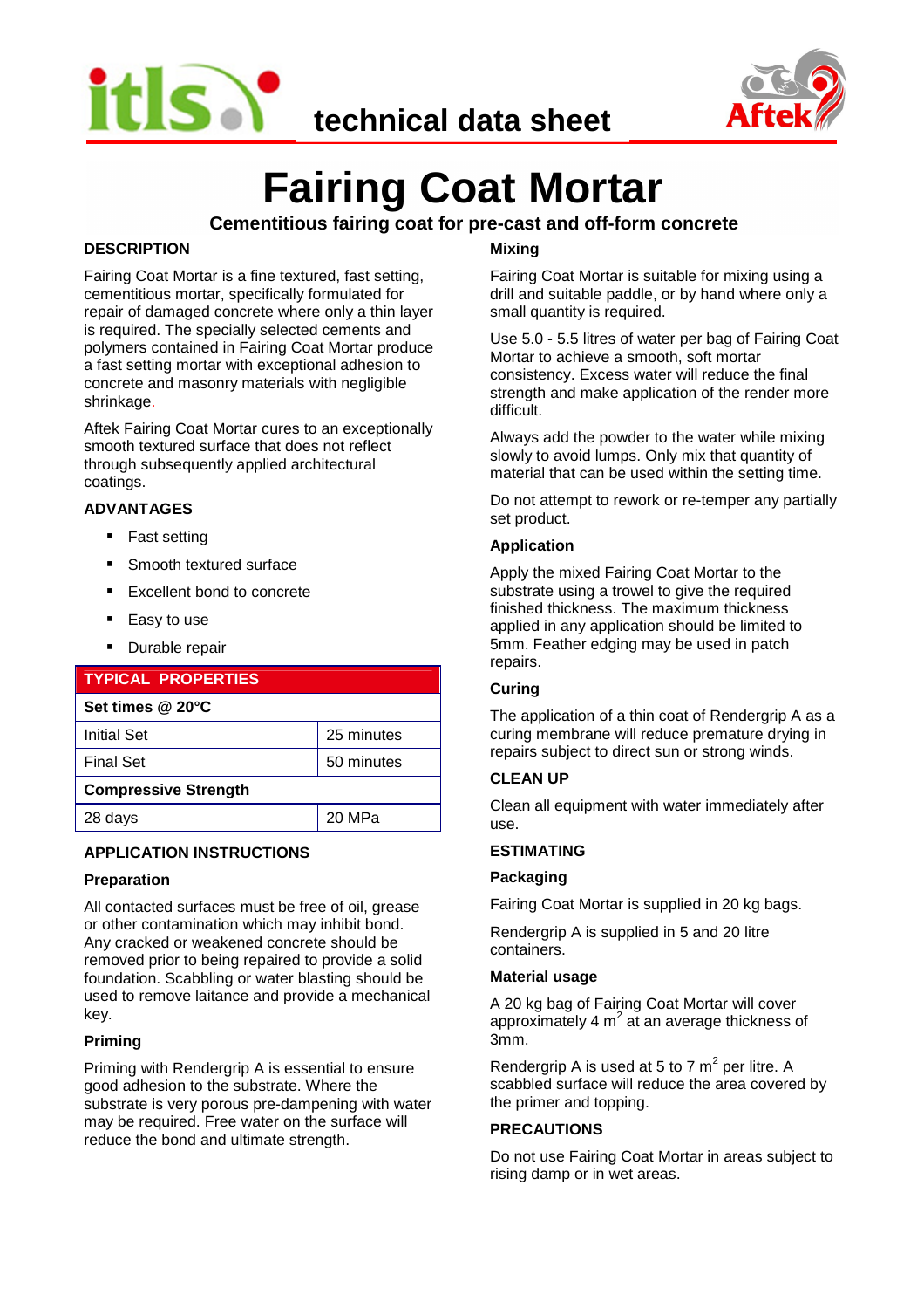# Fairing Coat Mortar

**Cementitious fairing coat for pre-cast and off-form concrete**

## DESCRIPTION

Fairing Coat Mortar is a fine textured, fast setting, cementitious mortar, specifically formulated for repair of damaged concrete where only a thin layer is required. The specially selected cements and polymers contained in Fairing Coat Mortar produce a fast setting mortar with exceptional adhesion to concrete and masonry materials with negligible shrinkage.

Aftek Fairing Coat Mortar cures to an exceptionally smooth textured surface that does not reflect through subsequently applied architectural coatings.

## ADVANTAGES

- Fast setting
- Smooth textured surface
- Excellent bond to concrete
- Easy to use
- Durable repair

| TYPICAL PROPERTIES | |
|---|---|
| **Set times @ 20°C** | |
| Initial Set | 25 minutes |
| Final Set | 50 minutes |
| **Compressive Strength** | |
| 28 days | 20 MPa |

## APPLICATION INSTRUCTIONS

### Preparation

All contacted surfaces must be free of oil, grease or other contamination which may inhibit bond. Any cracked or weakened concrete should be removed prior to being repaired to provide a solid foundation. Scabbling or water blasting should be used to remove laitance and provide a mechanical key.

### Priming

Priming with Rendergrip A is essential to ensure good adhesion to the substrate. Where the substrate is very porous pre-dampening with water may be required. Free water on the surface will reduce the bond and ultimate strength.

### Mixing

Fairing Coat Mortar is suitable for mixing using a drill and suitable paddle, or by hand where only a small quantity is required.

Use 5.0 - 5.5 litres of water per bag of Fairing Coat Mortar to achieve a smooth, soft mortar consistency. Excess water will reduce the final strength and make application of the render more difficult.

Always add the powder to the water while mixing slowly to avoid lumps. Only mix that quantity of material that can be used within the setting time.

Do not attempt to rework or re-temper any partially set product.

### Application

Apply the mixed Fairing Coat Mortar to the substrate using a trowel to give the required finished thickness. The maximum thickness applied in any application should be limited to 5mm. Feather edging may be used in patch repairs.

### Curing

The application of a thin coat of Rendergrip A as a curing membrane will reduce premature drying in repairs subject to direct sun or strong winds.

## CLEAN UP

Clean all equipment with water immediately after use.

## ESTIMATING

### Packaging

Fairing Coat Mortar is supplied in 20 kg bags.

Rendergrip A is supplied in 5 and 20 litre containers.

### Material usage

A 20 kg bag of Fairing Coat Mortar will cover approximately 4 $m^2$ at an average thickness of 3mm.

Rendergrip A is used at 5 to 7 $m^2$ per litre. A scabbled surface will reduce the area covered by the primer and topping.

## PRECAUTIONS

Do not use Fairing Coat Mortar in areas subject to rising damp or in wet areas.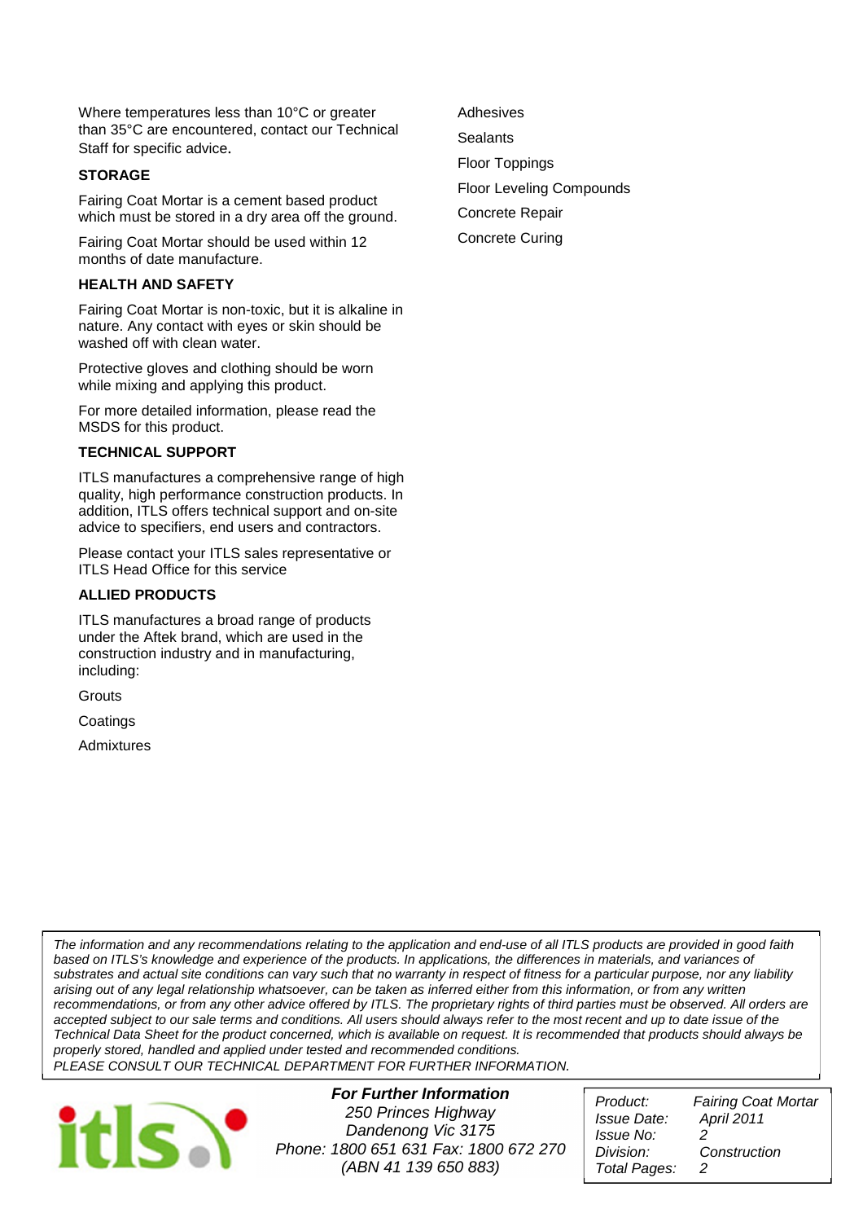Where temperatures less than 10°C or greater than 35°C are encountered, contact our Technical Staff for specific advice.

## STORAGE

Fairing Coat Mortar is a cement based product which must be stored in a dry area off the ground.

Fairing Coat Mortar should be used within 12 months of date manufacture.

## HEALTH AND SAFETY

Fairing Coat Mortar is non-toxic, but it is alkaline in nature. Any contact with eyes or skin should be washed off with clean water.

Protective gloves and clothing should be worn while mixing and applying this product.

For more detailed information, please read the MSDS for this product.

## TECHNICAL SUPPORT

ITLS manufactures a comprehensive range of high quality, high performance construction products. In addition, ITLS offers technical support and on-site advice to specifiers, end users and contractors.

Please contact your ITLS sales representative or ITLS Head Office for this service

## ALLIED PRODUCTS

ITLS manufactures a broad range of products under the Aftek brand, which are used in the construction industry and in manufacturing, including:

Grouts

Coatings

Admixtures

Adhesives

Sealants

Floor Toppings

Floor Leveling Compounds

Concrete Repair

Concrete Curing

*The information and any recommendations relating to the application and end-use of all ITLS products are provided in good faith based on ITLS's knowledge and experience of the products. In applications, the differences in materials, and variances of substrates and actual site conditions can vary such that no warranty in respect of fitness for a particular purpose, nor any liability arising out of any legal relationship whatsoever, can be taken as inferred either from this information, or from any written recommendations, or from any other advice offered by ITLS. The proprietary rights of third parties must be observed. All orders are accepted subject to our sale terms and conditions. All users should always refer to the most recent and up to date issue of the Technical Data Sheet for the product concerned, which is available on request. It is recommended that products should always be properly stored, handled and applied under tested and recommended conditions.*
*PLEASE CONSULT OUR TECHNICAL DEPARTMENT FOR FURTHER INFORMATION.*

itls

***For Further Information***
*250 Princes Highway*
*Dandenong Vic 3175*
*Phone: 1800 651 631 Fax: 1800 672 270*
*(ABN 41 139 650 883)*

| | |
|---|---|
| *Product:* | *Fairing Coat Mortar* |
| *Issue Date:* | *April 2011* |
| *Issue No:* | *2* |
| *Division:* | *Construction* |
| *Total Pages:* | *2* |